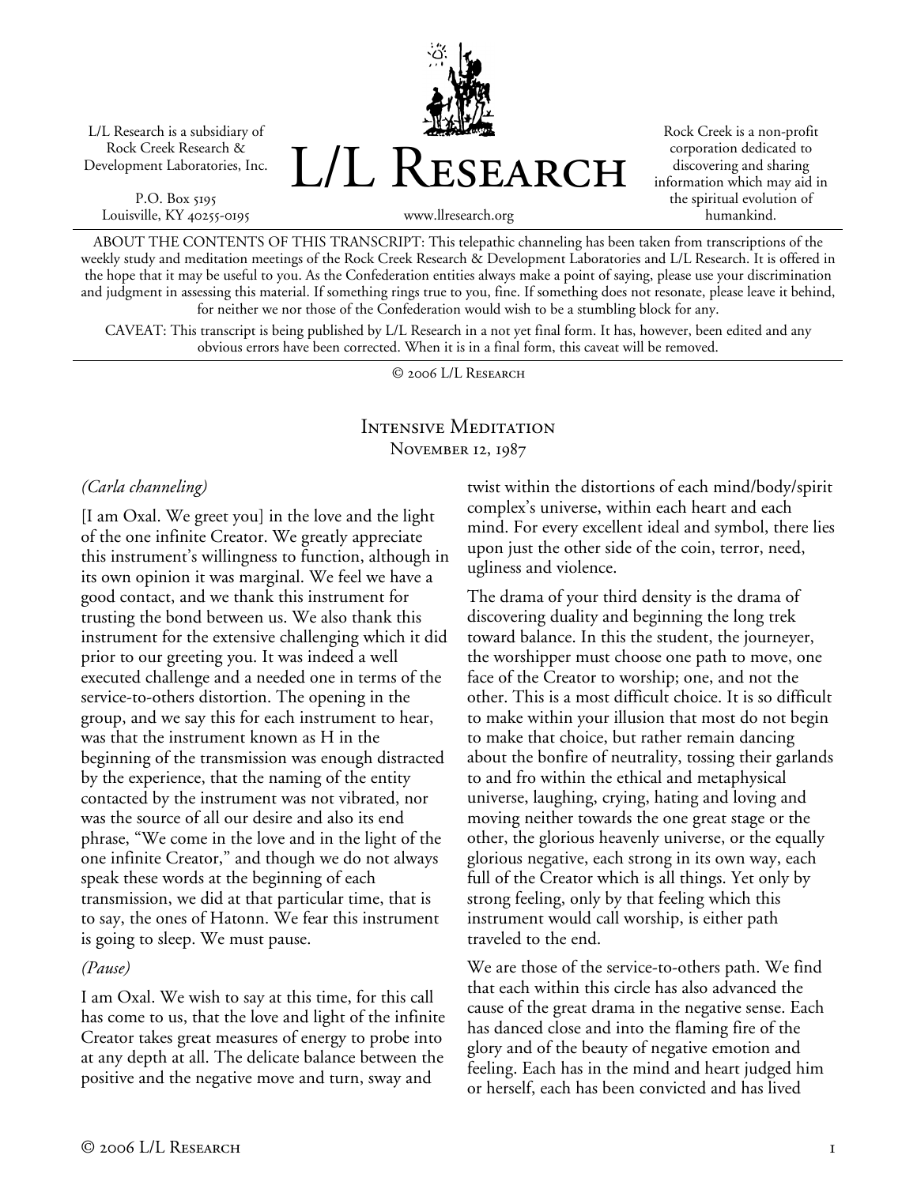L/L Research is a subsidiary of Rock Creek Research & Development Laboratories, Inc.

P.O. Box 5195
Louisville, KY 40255-0195

# L/L Research

www.llresearch.org

Rock Creek is a non-profit corporation dedicated to discovering and sharing information which may aid in the spiritual evolution of humankind.

ABOUT THE CONTENTS OF THIS TRANSCRIPT: This telepathic channeling has been taken from transcriptions of the weekly study and meditation meetings of the Rock Creek Research & Development Laboratories and L/L Research. It is offered in the hope that it may be useful to you. As the Confederation entities always make a point of saying, please use your discrimination and judgment in assessing this material. If something rings true to you, fine. If something does not resonate, please leave it behind, for neither we nor those of the Confederation would wish to be a stumbling block for any.

CAVEAT: This transcript is being published by L/L Research in a not yet final form. It has, however, been edited and any obvious errors have been corrected. When it is in a final form, this caveat will be removed.

© 2006 L/L Research

## Intensive Meditation
### November 12, 1987

*(Carla channeling)*

[I am Oxal. We greet you] in the love and the light of the one infinite Creator. We greatly appreciate this instrument's willingness to function, although in its own opinion it was marginal. We feel we have a good contact, and we thank this instrument for trusting the bond between us. We also thank this instrument for the extensive challenging which it did prior to our greeting you. It was indeed a well executed challenge and a needed one in terms of the service-to-others distortion. The opening in the group, and we say this for each instrument to hear, was that the instrument known as H in the beginning of the transmission was enough distracted by the experience, that the naming of the entity contacted by the instrument was not vibrated, nor was the source of all our desire and also its end phrase, "We come in the love and in the light of the one infinite Creator," and though we do not always speak these words at the beginning of each transmission, we did at that particular time, that is to say, the ones of Hatonn. We fear this instrument is going to sleep. We must pause.

*(Pause)*

I am Oxal. We wish to say at this time, for this call has come to us, that the love and light of the infinite Creator takes great measures of energy to probe into at any depth at all. The delicate balance between the positive and the negative move and turn, sway and twist within the distortions of each mind/body/spirit complex's universe, within each heart and each mind. For every excellent ideal and symbol, there lies upon just the other side of the coin, terror, need, ugliness and violence.

The drama of your third density is the drama of discovering duality and beginning the long trek toward balance. In this the student, the journeyer, the worshipper must choose one path to move, one face of the Creator to worship; one, and not the other. This is a most difficult choice. It is so difficult to make within your illusion that most do not begin to make that choice, but rather remain dancing about the bonfire of neutrality, tossing their garlands to and fro within the ethical and metaphysical universe, laughing, crying, hating and loving and moving neither towards the one great stage or the other, the glorious heavenly universe, or the equally glorious negative, each strong in its own way, each full of the Creator which is all things. Yet only by strong feeling, only by that feeling which this instrument would call worship, is either path traveled to the end.

We are those of the service-to-others path. We find that each within this circle has also advanced the cause of the great drama in the negative sense. Each has danced close and into the flaming fire of the glory and of the beauty of negative emotion and feeling. Each has in the mind and heart judged him or herself, each has been convicted and has lived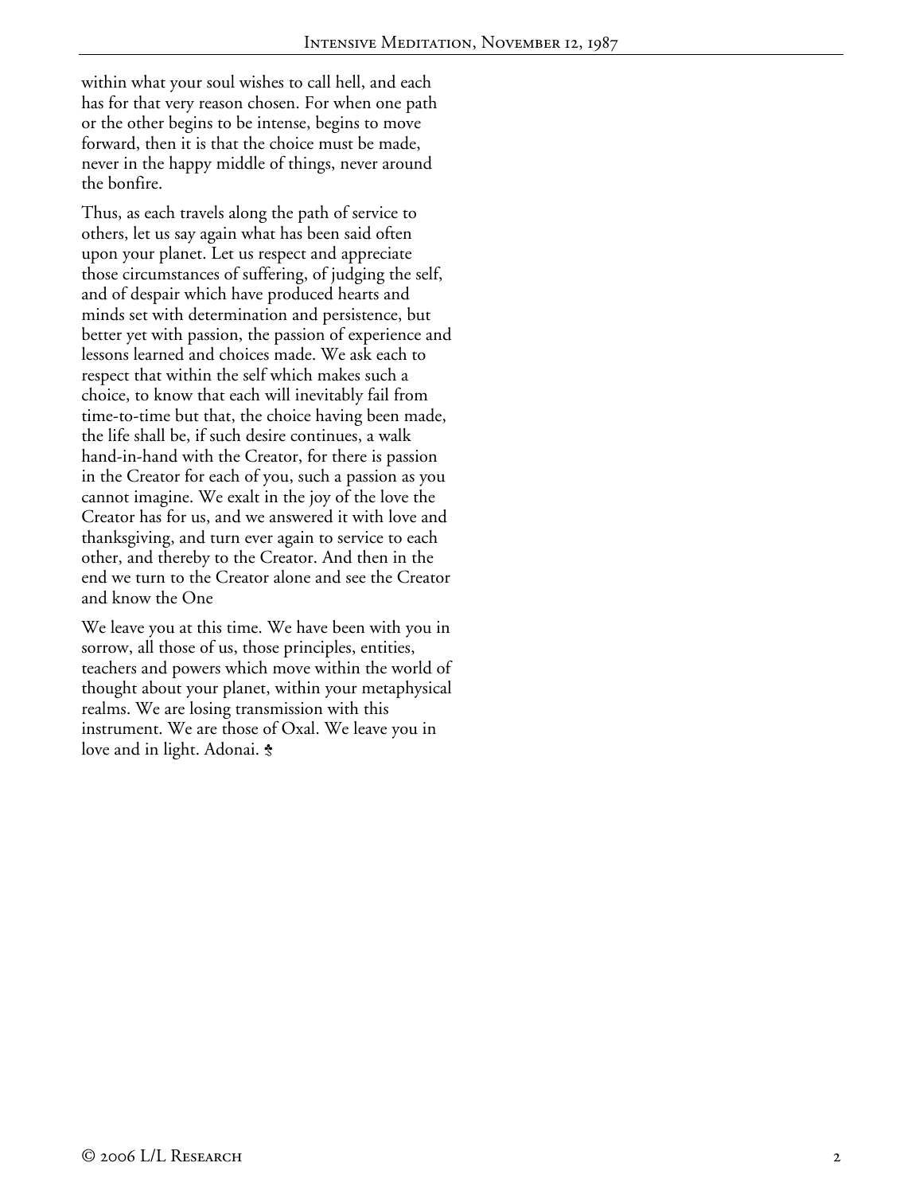within what your soul wishes to call hell, and each has for that very reason chosen. For when one path or the other begins to be intense, begins to move forward, then it is that the choice must be made, never in the happy middle of things, never around the bonfire.

Thus, as each travels along the path of service to others, let us say again what has been said often upon your planet. Let us respect and appreciate those circumstances of suffering, of judging the self, and of despair which have produced hearts and minds set with determination and persistence, but better yet with passion, the passion of experience and lessons learned and choices made. We ask each to respect that within the self which makes such a choice, to know that each will inevitably fail from time-to-time but that, the choice having been made, the life shall be, if such desire continues, a walk hand-in-hand with the Creator, for there is passion in the Creator for each of you, such a passion as you cannot imagine. We exalt in the joy of the love the Creator has for us, and we answered it with love and thanksgiving, and turn ever again to service to each other, and thereby to the Creator. And then in the end we turn to the Creator alone and see the Creator and know the One

We leave you at this time. We have been with you in sorrow, all those of us, those principles, entities, teachers and powers which move within the world of thought about your planet, within your metaphysical realms. We are losing transmission with this instrument. We are those of Oxal. We leave you in love and in light. Adonai.